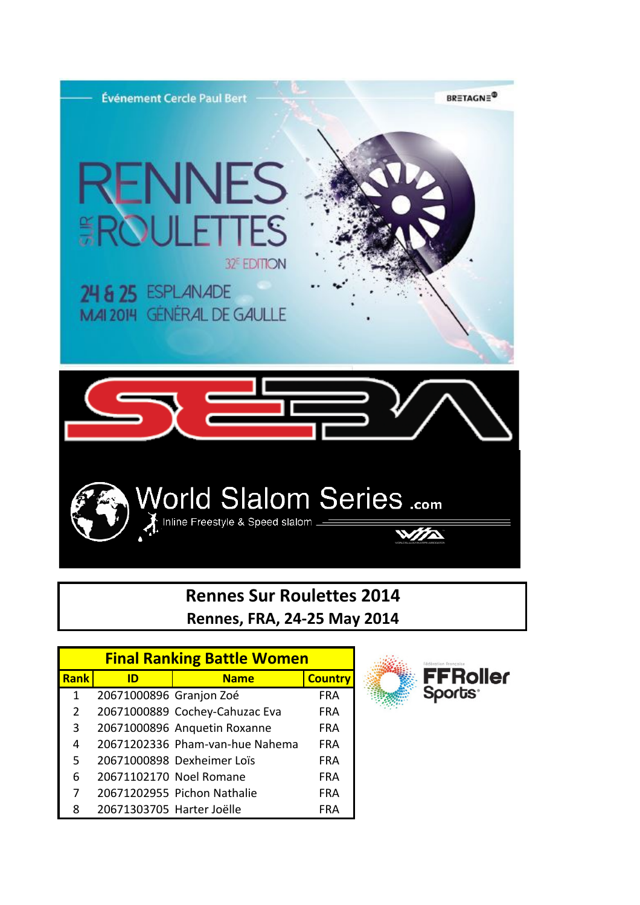Événement Cercle Paul Bert

BRETAGNE

# RENNES SUR ROULETTES

32E EDITION

24 & 25 MAI 2014 ESPLANADE GÉNÉRAL DE GAULLE

SEBA

World Slalom Series .com

Inline Freestyle & Speed slalom

## Rennes Sur Roulettes 2014

## Rennes, FRA, 24-25 May 2014

| Final Ranking Battle Women | | | |
|---|---|---|---|
| Rank | ID | Name | Country |
| 1 | 20671000896 | Granjon Zoé | FRA |
| 2 | 20671000889 | Cochey-Cahuzac Eva | FRA |
| 3 | 20671000896 | Anquetin Roxanne | FRA |
| 4 | 20671202336 | Pham-van-hue Nahema | FRA |
| 5 | 20671000898 | Dexheimer Loïs | FRA |
| 6 | 20671102170 | Noel Romane | FRA |
| 7 | 20671202955 | Pichon Nathalie | FRA |
| 8 | 20671303705 | Harter Joëlle | FRA |

Fédération Française FFRoller Sports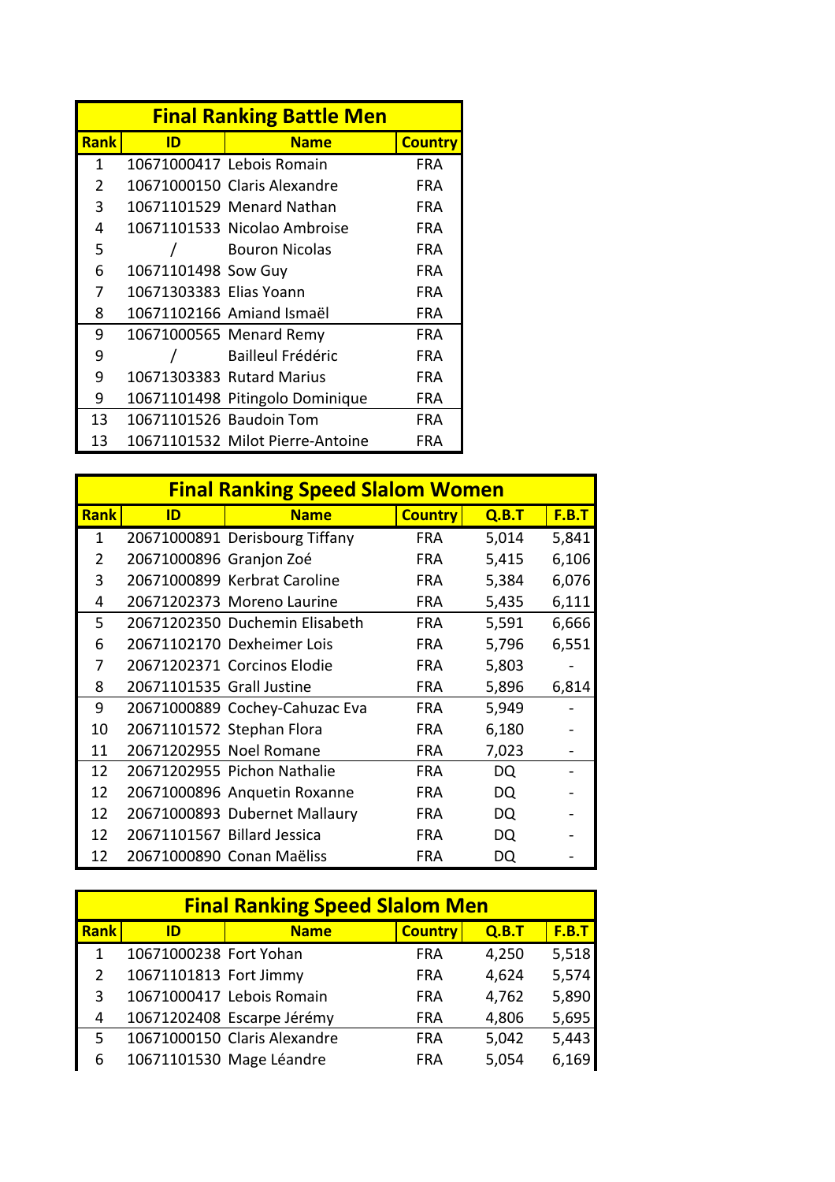## Final Ranking Battle Men

| Rank | ID | Name | Country |
|---|---|---|---|
| 1 | 10671000417 | Lebois Romain | FRA |
| 2 | 10671000150 | Claris Alexandre | FRA |
| 3 | 10671101529 | Menard Nathan | FRA |
| 4 | 10671101533 | Nicolao Ambroise | FRA |
| 5 | / | Bouron Nicolas | FRA |
| 6 | 10671101498 | Sow Guy | FRA |
| 7 | 10671303383 | Elias Yoann | FRA |
| 8 | 10671102166 | Amiand Ismaël | FRA |
| 9 | 10671000565 | Menard Remy | FRA |
| 9 | / | Bailleul Frédéric | FRA |
| 9 | 10671303383 | Rutard Marius | FRA |
| 9 | 10671101498 | Pitingolo Dominique | FRA |
| 13 | 10671101526 | Baudoin Tom | FRA |
| 13 | 10671101532 | Milot Pierre-Antoine | FRA |

## Final Ranking Speed Slalom Women

| Rank | ID | Name | Country | Q.B.T | F.B.T |
|---|---|---|---|---|---|
| 1 | 20671000891 | Derisbourg Tiffany | FRA | 5,014 | 5,841 |
| 2 | 20671000896 | Granjon Zoé | FRA | 5,415 | 6,106 |
| 3 | 20671000899 | Kerbrat Caroline | FRA | 5,384 | 6,076 |
| 4 | 20671202373 | Moreno Laurine | FRA | 5,435 | 6,111 |
| 5 | 20671202350 | Duchemin Elisabeth | FRA | 5,591 | 6,666 |
| 6 | 20671102170 | Dexheimer Lois | FRA | 5,796 | 6,551 |
| 7 | 20671202371 | Corcinos Elodie | FRA | 5,803 | - |
| 8 | 20671101535 | Grall Justine | FRA | 5,896 | 6,814 |
| 9 | 20671000889 | Cochey-Cahuzac Eva | FRA | 5,949 | - |
| 10 | 20671101572 | Stephan Flora | FRA | 6,180 | - |
| 11 | 20671202955 | Noel Romane | FRA | 7,023 | - |
| 12 | 20671202955 | Pichon Nathalie | FRA | DQ | - |
| 12 | 20671000896 | Anquetin Roxanne | FRA | DQ | - |
| 12 | 20671000893 | Dubernet Mallaury | FRA | DQ | - |
| 12 | 20671101567 | Billard Jessica | FRA | DQ | - |
| 12 | 20671000890 | Conan Maëliss | FRA | DQ | - |

## Final Ranking Speed Slalom Men

| Rank | ID | Name | Country | Q.B.T | F.B.T |
|---|---|---|---|---|---|
| 1 | 10671000238 | Fort Yohan | FRA | 4,250 | 5,518 |
| 2 | 10671101813 | Fort Jimmy | FRA | 4,624 | 5,574 |
| 3 | 10671000417 | Lebois Romain | FRA | 4,762 | 5,890 |
| 4 | 10671202408 | Escarpe Jérémy | FRA | 4,806 | 5,695 |
| 5 | 10671000150 | Claris Alexandre | FRA | 5,042 | 5,443 |
| 6 | 10671101530 | Mage Léandre | FRA | 5,054 | 6,169 |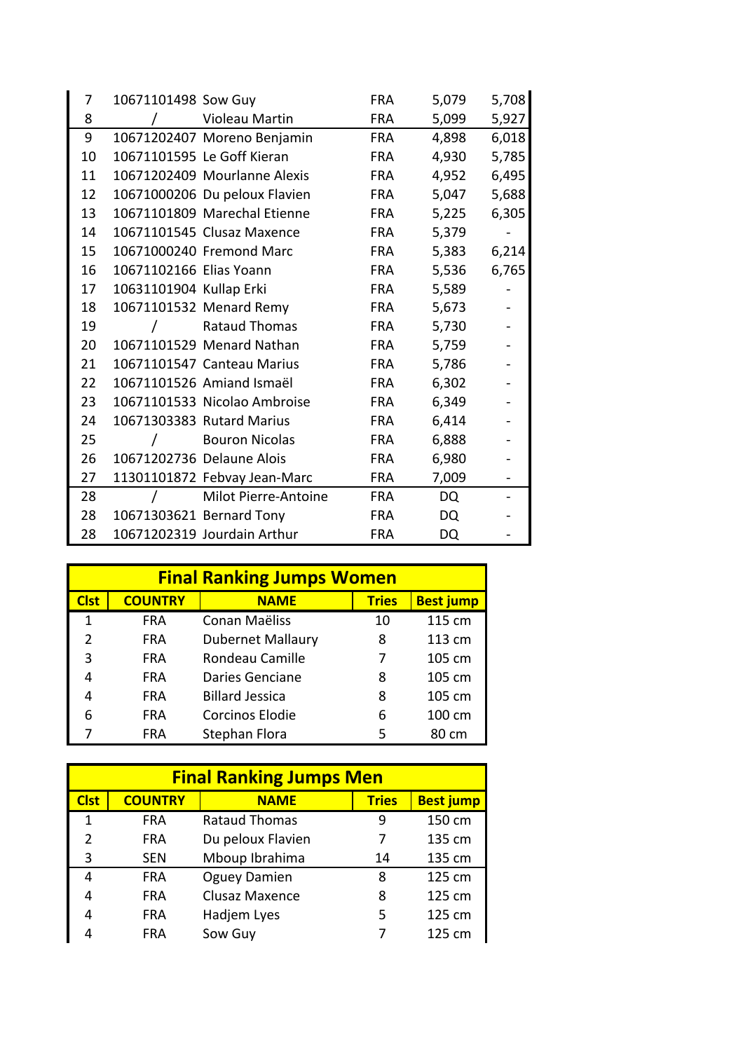| | | | | | |
|---|---|---|---|---|---|
| 7 | 10671101498 | Sow Guy | FRA | 5,079 | 5,708 |
| 8 | / | Violeau Martin | FRA | 5,099 | 5,927 |
| 9 | 10671202407 | Moreno Benjamin | FRA | 4,898 | 6,018 |
| 10 | 10671101595 | Le Goff Kieran | FRA | 4,930 | 5,785 |
| 11 | 10671202409 | Mourlanne Alexis | FRA | 4,952 | 6,495 |
| 12 | 10671000206 | Du peloux Flavien | FRA | 5,047 | 5,688 |
| 13 | 10671101809 | Marechal Etienne | FRA | 5,225 | 6,305 |
| 14 | 10671101545 | Clusaz Maxence | FRA | 5,379 | - |
| 15 | 10671000240 | Fremond Marc | FRA | 5,383 | 6,214 |
| 16 | 10671102166 | Elias Yoann | FRA | 5,536 | 6,765 |
| 17 | 10631101904 | Kullap Erki | FRA | 5,589 | - |
| 18 | 10671101532 | Menard Remy | FRA | 5,673 | - |
| 19 | / | Rataud Thomas | FRA | 5,730 | - |
| 20 | 10671101529 | Menard Nathan | FRA | 5,759 | - |
| 21 | 10671101547 | Canteau Marius | FRA | 5,786 | - |
| 22 | 10671101526 | Amiand Ismaël | FRA | 6,302 | - |
| 23 | 10671101533 | Nicolao Ambroise | FRA | 6,349 | - |
| 24 | 10671303383 | Rutard Marius | FRA | 6,414 | - |
| 25 | / | Bouron Nicolas | FRA | 6,888 | - |
| 26 | 10671202736 | Delaune Alois | FRA | 6,980 | - |
| 27 | 11301101872 | Febvay Jean-Marc | FRA | 7,009 | - |
| 28 | / | Milot Pierre-Antoine | FRA | DQ | - |
| 28 | 10671303621 | Bernard Tony | FRA | DQ | - |
| 28 | 10671202319 | Jourdain Arthur | FRA | DQ | - |

## Final Ranking Jumps Women

| Clst | COUNTRY | NAME | Tries | Best jump |
|---|---|---|---|---|
| 1 | FRA | Conan Maëliss | 10 | 115 cm |
| 2 | FRA | Dubernet Mallaury | 8 | 113 cm |
| 3 | FRA | Rondeau Camille | 7 | 105 cm |
| 4 | FRA | Daries Genciane | 8 | 105 cm |
| 4 | FRA | Billard Jessica | 8 | 105 cm |
| 6 | FRA | Corcinos Elodie | 6 | 100 cm |
| 7 | FRA | Stephan Flora | 5 | 80 cm |

## Final Ranking Jumps Men

| Clst | COUNTRY | NAME | Tries | Best jump |
|---|---|---|---|---|
| 1 | FRA | Rataud Thomas | 9 | 150 cm |
| 2 | FRA | Du peloux Flavien | 7 | 135 cm |
| 3 | SEN | Mboup Ibrahima | 14 | 135 cm |
| 4 | FRA | Oguey Damien | 8 | 125 cm |
| 4 | FRA | Clusaz Maxence | 8 | 125 cm |
| 4 | FRA | Hadjem Lyes | 5 | 125 cm |
| 4 | FRA | Sow Guy | 7 | 125 cm |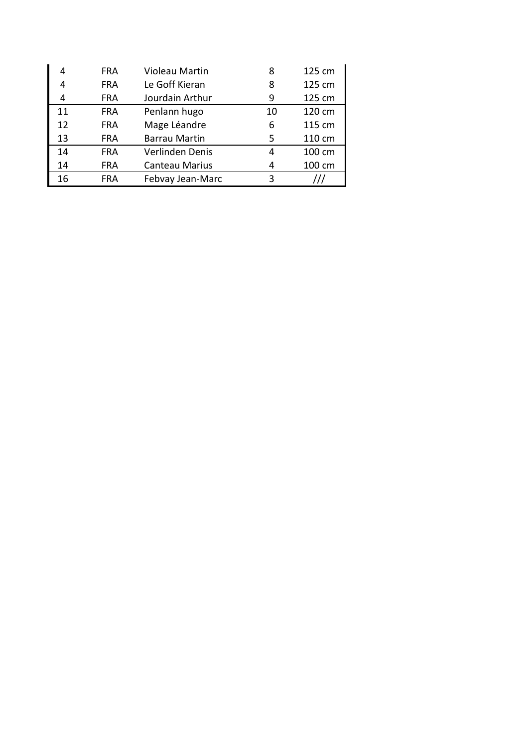| | | | | |
|---|---|---|---|---|
| 4 | FRA | Violeau Martin | 8 | 125 cm |
| 4 | FRA | Le Goff Kieran | 8 | 125 cm |
| 4 | FRA | Jourdain Arthur | 9 | 125 cm |
| 11 | FRA | Penlann hugo | 10 | 120 cm |
| 12 | FRA | Mage Léandre | 6 | 115 cm |
| 13 | FRA | Barrau Martin | 5 | 110 cm |
| 14 | FRA | Verlinden Denis | 4 | 100 cm |
| 14 | FRA | Canteau Marius | 4 | 100 cm |
| 16 | FRA | Febvay Jean-Marc | 3 | /// |